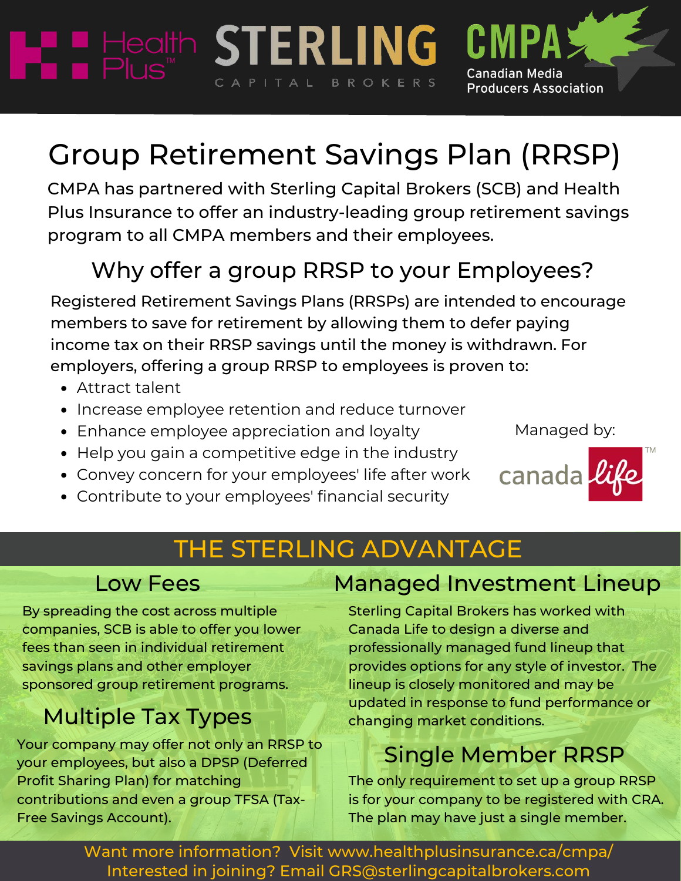Health Plus™ | STERLING CAPITAL BROKERS | CMPA Canadian Media Producers Association

# Group Retirement Savings Plan (RRSP)

CMPA has partnered with Sterling Capital Brokers (SCB) and Health Plus Insurance to offer an industry-leading group retirement savings program to all CMPA members and their employees.

## Why offer a group RRSP to your Employees?

Registered Retirement Savings Plans (RRSPs) are intended to encourage members to save for retirement by allowing them to defer paying income tax on their RRSP savings until the money is withdrawn. For employers, offering a group RRSP to employees is proven to:

- Attract talent
- Increase employee retention and reduce turnover
- Enhance employee appreciation and loyalty
- Help you gain a competitive edge in the industry
- Convey concern for your employees' life after work
- Contribute to your employees' financial security

Managed by: canada life™

## THE STERLING ADVANTAGE

### Low Fees

By spreading the cost across multiple companies, SCB is able to offer you lower fees than seen in individual retirement savings plans and other employer sponsored group retirement programs.

### Multiple Tax Types

Your company may offer not only an RRSP to your employees, but also a DPSP (Deferred Profit Sharing Plan) for matching contributions and even a group TFSA (Tax-Free Savings Account).

### Managed Investment Lineup

Sterling Capital Brokers has worked with Canada Life to design a diverse and professionally managed fund lineup that provides options for any style of investor. The lineup is closely monitored and may be updated in response to fund performance or changing market conditions.

### Single Member RRSP

The only requirement to set up a group RRSP is for your company to be registered with CRA. The plan may have just a single member.

Want more information? Visit www.healthplusinsurance.ca/cmpa/
Interested in joining? Email GRS@sterlingcapitalbrokers.com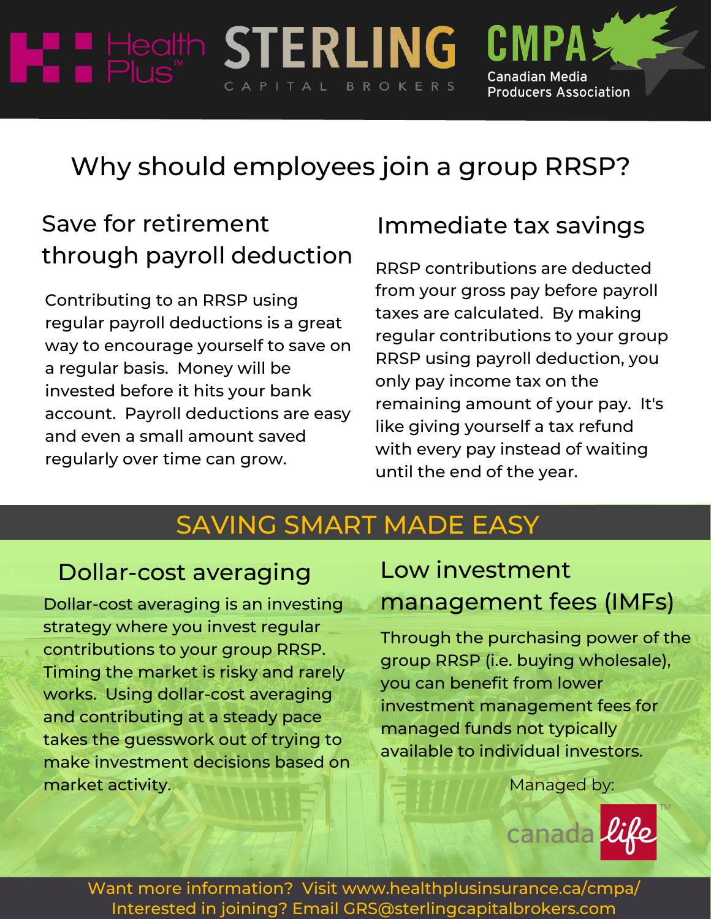Health Plus™ STERLING CAPITAL BROKERS CMPA Canadian Media Producers Association

# Why should employees join a group RRSP?

## Save for retirement through payroll deduction

Contributing to an RRSP using regular payroll deductions is a great way to encourage yourself to save on a regular basis. Money will be invested before it hits your bank account. Payroll deductions are easy and even a small amount saved regularly over time can grow.

## Immediate tax savings

RRSP contributions are deducted from your gross pay before payroll taxes are calculated. By making regular contributions to your group RRSP using payroll deduction, you only pay income tax on the remaining amount of your pay. It's like giving yourself a tax refund with every pay instead of waiting until the end of the year.

# SAVING SMART MADE EASY

## Dollar-cost averaging

Dollar-cost averaging is an investing strategy where you invest regular contributions to your group RRSP. Timing the market is risky and rarely works. Using dollar-cost averaging and contributing at a steady pace takes the guesswork out of trying to make investment decisions based on market activity.

## Low investment management fees (IMFs)

Through the purchasing power of the group RRSP (i.e. buying wholesale), you can benefit from lower investment management fees for managed funds not typically available to individual investors.

Managed by: canada life™

Want more information? Visit www.healthplusinsurance.ca/cmpa/
Interested in joining? Email GRS@sterlingcapitalbrokers.com